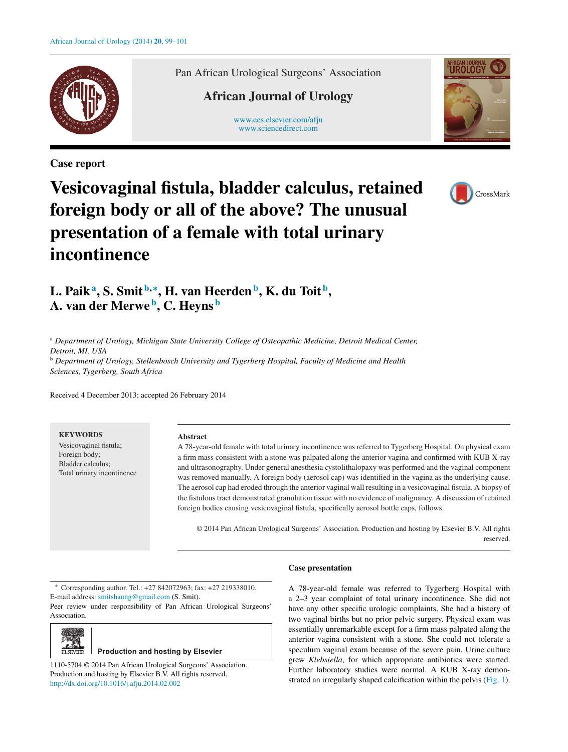Pan African Urological Surgeons' Association

African Journal of Urology

www.ees.elsevier.com/afju
www.sciencedirect.com

Case report

# Vesicovaginal fistula, bladder calculus, retained foreign body or all of the above? The unusual presentation of a female with total urinary incontinence

**L. Paik[a], S. Smit[b,*], H. van Heerden[b], K. du Toit[b], A. van der Merwe[b], C. Heyns[b]**

[a] *Department of Urology, Michigan State University College of Osteopathic Medicine, Detroit Medical Center, Detroit, MI, USA*
[b] *Department of Urology, Stellenbosch University and Tygerberg Hospital, Faculty of Medicine and Health Sciences, Tygerberg, South Africa*

Received 4 December 2013; accepted 26 February 2014

**KEYWORDS**
Vesicovaginal fistula;
Foreign body;
Bladder calculus;
Total urinary incontinence

**Abstract**
A 78-year-old female with total urinary incontinence was referred to Tygerberg Hospital. On physical exam a firm mass consistent with a stone was palpated along the anterior vagina and confirmed with KUB X-ray and ultrasonography. Under general anesthesia cystolithalopaxy was performed and the vaginal component was removed manually. A foreign body (aerosol cap) was identified in the vagina as the underlying cause. The aerosol cap had eroded through the anterior vaginal wall resulting in a vesicovaginal fistula. A biopsy of the fistulous tract demonstrated granulation tissue with no evidence of malignancy. A discussion of retained foreign bodies causing vesicovaginal fistula, specifically aerosol bottle caps, follows.

© 2014 Pan African Urological Surgeons' Association. Production and hosting by Elsevier B.V. All rights reserved.

\* Corresponding author. Tel.: +27 842072963; fax: +27 219338010.
E-mail address: smitshaung@gmail.com (S. Smit).
Peer review under responsibility of Pan African Urological Surgeons' Association.

Production and hosting by Elsevier

1110-5704 © 2014 Pan African Urological Surgeons' Association. Production and hosting by Elsevier B.V. All rights reserved.
http://dx.doi.org/10.1016/j.afju.2014.02.002

## Case presentation

A 78-year-old female was referred to Tygerberg Hospital with a 2–3 year complaint of total urinary incontinence. She did not have any other specific urologic complaints. She had a history of two vaginal births but no prior pelvic surgery. Physical exam was essentially unremarkable except for a firm mass palpated along the anterior vagina consistent with a stone. She could not tolerate a speculum vaginal exam because of the severe pain. Urine culture grew *Klebsiella*, for which appropriate antibiotics were started. Further laboratory studies were normal. A KUB X-ray demonstrated an irregularly shaped calcification within the pelvis (Fig. 1).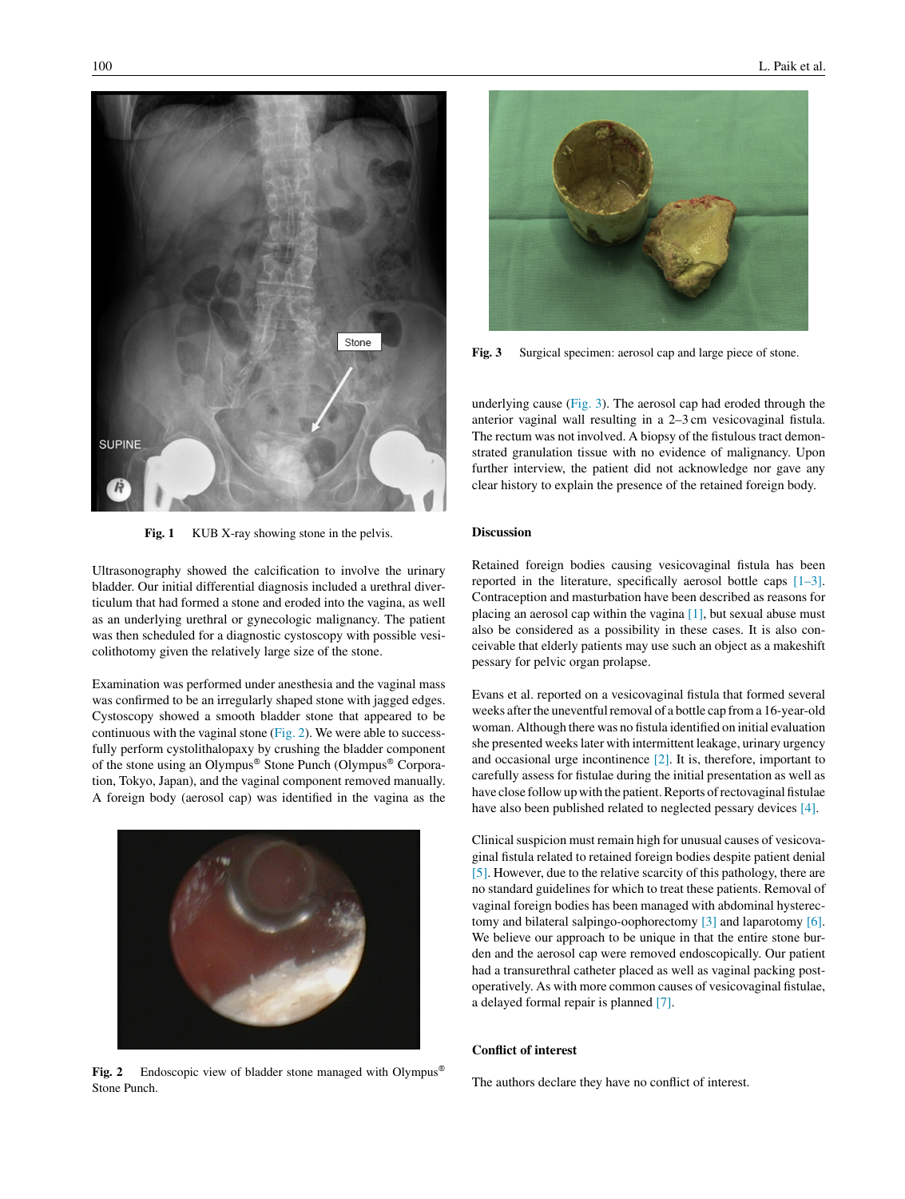Fig. 1 KUB X-ray showing stone in the pelvis.

Ultrasonography showed the calcification to involve the urinary bladder. Our initial differential diagnosis included a urethral diverticulum that had formed a stone and eroded into the vagina, as well as an underlying urethral or gynecologic malignancy. The patient was then scheduled for a diagnostic cystoscopy with possible vesicolithotomy given the relatively large size of the stone.

Examination was performed under anesthesia and the vaginal mass was confirmed to be an irregularly shaped stone with jagged edges. Cystoscopy showed a smooth bladder stone that appeared to be continuous with the vaginal stone (Fig. 2). We were able to successfully perform cystolithalopaxy by crushing the bladder component of the stone using an Olympus® Stone Punch (Olympus® Corporation, Tokyo, Japan), and the vaginal component removed manually. A foreign body (aerosol cap) was identified in the vagina as the underlying cause (Fig. 3). The aerosol cap had eroded through the anterior vaginal wall resulting in a 2–3 cm vesicovaginal fistula. The rectum was not involved. A biopsy of the fistulous tract demonstrated granulation tissue with no evidence of malignancy. Upon further interview, the patient did not acknowledge nor gave any clear history to explain the presence of the retained foreign body.

Fig. 2 Endoscopic view of bladder stone managed with Olympus® Stone Punch.

Fig. 3 Surgical specimen: aerosol cap and large piece of stone.

## Discussion

Retained foreign bodies causing vesicovaginal fistula has been reported in the literature, specifically aerosol bottle caps [1–3]. Contraception and masturbation have been described as reasons for placing an aerosol cap within the vagina [1], but sexual abuse must also be considered as a possibility in these cases. It is also conceivable that elderly patients may use such an object as a makeshift pessary for pelvic organ prolapse.

Evans et al. reported on a vesicovaginal fistula that formed several weeks after the uneventful removal of a bottle cap from a 16-year-old woman. Although there was no fistula identified on initial evaluation she presented weeks later with intermittent leakage, urinary urgency and occasional urge incontinence [2]. It is, therefore, important to carefully assess for fistulae during the initial presentation as well as have close follow up with the patient. Reports of rectovaginal fistulae have also been published related to neglected pessary devices [4].

Clinical suspicion must remain high for unusual causes of vesicovaginal fistula related to retained foreign bodies despite patient denial [5]. However, due to the relative scarcity of this pathology, there are no standard guidelines for which to treat these patients. Removal of vaginal foreign bodies has been managed with abdominal hysterectomy and bilateral salpingo-oophorectomy [3] and laparotomy [6]. We believe our approach to be unique in that the entire stone burden and the aerosol cap were removed endoscopically. Our patient had a transurethral catheter placed as well as vaginal packing postoperatively. As with more common causes of vesicovaginal fistulae, a delayed formal repair is planned [7].

## Conflict of interest

The authors declare they have no conflict of interest.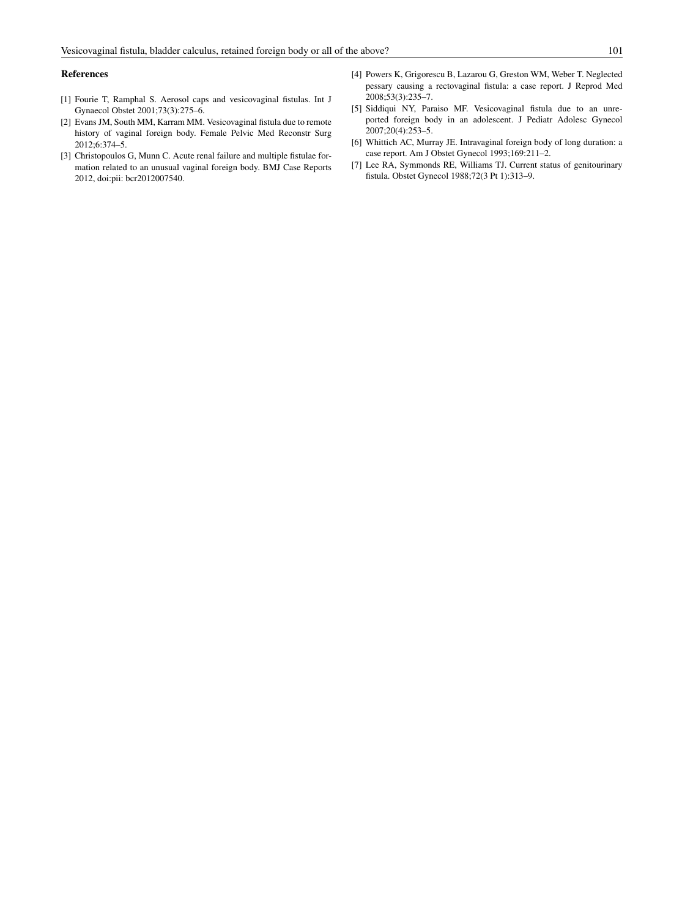## References

[1] Fourie T, Ramphal S. Aerosol caps and vesicovaginal fistulas. Int J Gynaecol Obstet 2001;73(3):275–6.

[2] Evans JM, South MM, Karram MM. Vesicovaginal fistula due to remote history of vaginal foreign body. Female Pelvic Med Reconstr Surg 2012;6:374–5.

[3] Christopoulos G, Munn C. Acute renal failure and multiple fistulae formation related to an unusual vaginal foreign body. BMJ Case Reports 2012, doi:pii: bcr2012007540.

[4] Powers K, Grigorescu B, Lazarou G, Greston WM, Weber T. Neglected pessary causing a rectovaginal fistula: a case report. J Reprod Med 2008;53(3):235–7.

[5] Siddiqui NY, Paraiso MF. Vesicovaginal fistula due to an unreported foreign body in an adolescent. J Pediatr Adolesc Gynecol 2007;20(4):253–5.

[6] Whittich AC, Murray JE. Intravaginal foreign body of long duration: a case report. Am J Obstet Gynecol 1993;169:211–2.

[7] Lee RA, Symmonds RE, Williams TJ. Current status of genitourinary fistula. Obstet Gynecol 1988;72(3 Pt 1):313–9.